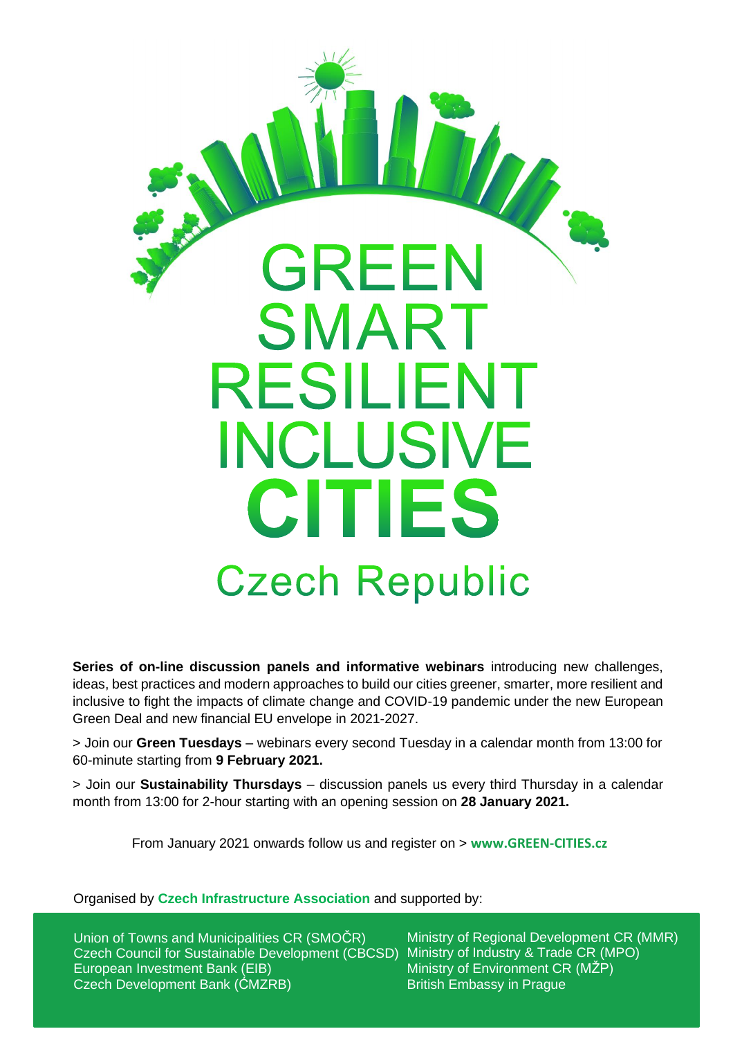# GREEN SMART RESILIENT INCLUSIVE CITIES

## Czech Republic

**Series of on-line discussion panels and informative webinars** introducing new challenges, ideas, best practices and modern approaches to build our cities greener, smarter, more resilient and inclusive to fight the impacts of climate change and COVID-19 pandemic under the new European Green Deal and new financial EU envelope in 2021-2027.

> Join our **Green Tuesdays** – webinars every second Tuesday in a calendar month from 13:00 for 60-minute starting from **9 February 2021.**

> Join our **Sustainability Thursdays** – discussion panels us every third Thursday in a calendar month from 13:00 for 2-hour starting with an opening session on **28 January 2021.**

From January 2021 onwards follow us and register on > **www.GREEN-CITIES.cz**

Organised by **Czech Infrastructure Association** and supported by:

Union of Towns and Municipalities CR (SMOČR)
Czech Council for Sustainable Development (CBCSD)
European Investment Bank (EIB)
Czech Development Bank (ČMZRB)
Ministry of Regional Development CR (MMR)
Ministry of Industry & Trade CR (MPO)
Ministry of Environment CR (MŽP)
British Embassy in Prague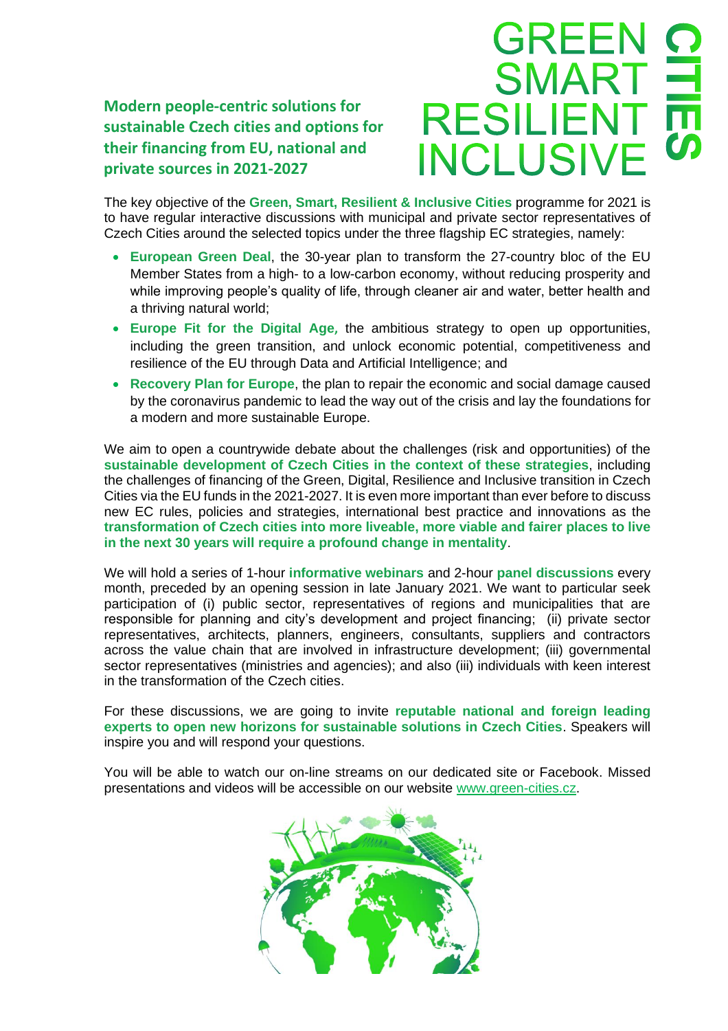**Modern people-centric solutions for sustainable Czech cities and options for their financing from EU, national and private sources in 2021-2027**

# GREEN SMART RESILIENT INCLUSIVE CITIES

The key objective of the **Green, Smart, Resilient & Inclusive Cities** programme for 2021 is to have regular interactive discussions with municipal and private sector representatives of Czech Cities around the selected topics under the three flagship EC strategies, namely:

- **European Green Deal**, the 30-year plan to transform the 27-country bloc of the EU Member States from a high- to a low-carbon economy, without reducing prosperity and while improving people's quality of life, through cleaner air and water, better health and a thriving natural world;
- **Europe Fit for the Digital Age,** the ambitious strategy to open up opportunities, including the green transition, and unlock economic potential, competitiveness and resilience of the EU through Data and Artificial Intelligence; and
- **Recovery Plan for Europe**, the plan to repair the economic and social damage caused by the coronavirus pandemic to lead the way out of the crisis and lay the foundations for a modern and more sustainable Europe.

We aim to open a countrywide debate about the challenges (risk and opportunities) of the **sustainable development of Czech Cities in the context of these strategies**, including the challenges of financing of the Green, Digital, Resilience and Inclusive transition in Czech Cities via the EU funds in the 2021-2027. It is even more important than ever before to discuss new EC rules, policies and strategies, international best practice and innovations as the **transformation of Czech cities into more liveable, more viable and fairer places to live in the next 30 years will require a profound change in mentality**.

We will hold a series of 1-hour **informative webinars** and 2-hour **panel discussions** every month, preceded by an opening session in late January 2021. We want to particular seek participation of (i) public sector, representatives of regions and municipalities that are responsible for planning and city's development and project financing; (ii) private sector representatives, architects, planners, engineers, consultants, suppliers and contractors across the value chain that are involved in infrastructure development; (iii) governmental sector representatives (ministries and agencies); and also (iii) individuals with keen interest in the transformation of the Czech cities.

For these discussions, we are going to invite **reputable national and foreign leading experts to open new horizons for sustainable solutions in Czech Cities**. Speakers will inspire you and will respond your questions.

You will be able to watch our on-line streams on our dedicated site or Facebook. Missed presentations and videos will be accessible on our website www.green-cities.cz.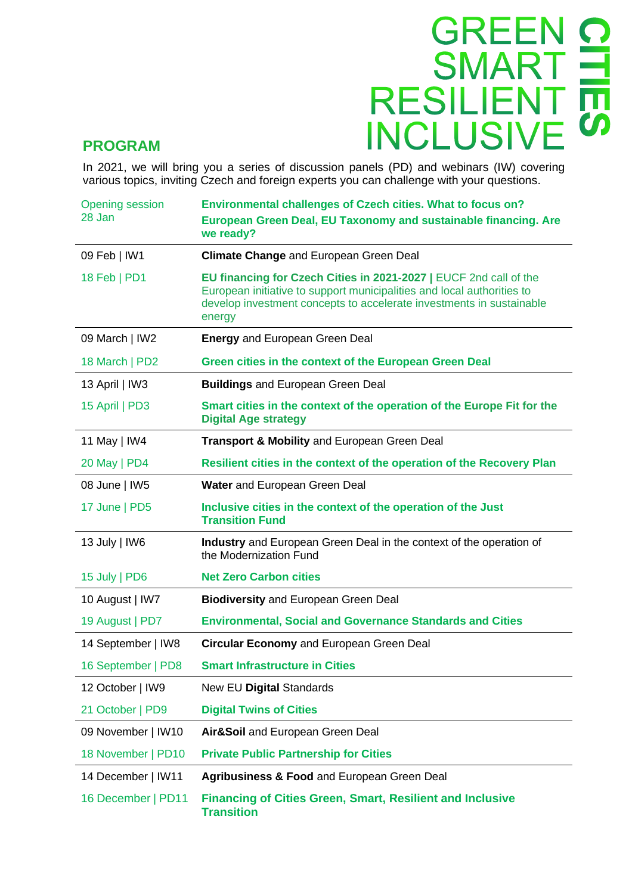GREEN
SMART
RESILIENT
INCLUSIVE
CITIES

## PROGRAM

In 2021, we will bring you a series of discussion panels (PD) and webinars (IW) covering various topics, inviting Czech and foreign experts you can challenge with your questions.

| | |
|---|---|
| Opening session<br>28 Jan | **Environmental challenges of Czech cities. What to focus on?**<br>**European Green Deal, EU Taxonomy and sustainable financing. Are we ready?** |
| 09 Feb \| IW1 | **Climate Change** and European Green Deal |
| 18 Feb \| PD1 | **EU financing for Czech Cities in 2021-2027 \|** EUCF 2nd call of the European initiative to support municipalities and local authorities to develop investment concepts to accelerate investments in sustainable energy |
| 09 March \| IW2 | **Energy** and European Green Deal |
| 18 March \| PD2 | **Green cities in the context of the European Green Deal** |
| 13 April \| IW3 | **Buildings** and European Green Deal |
| 15 April \| PD3 | **Smart cities in the context of the operation of the Europe Fit for the Digital Age strategy** |
| 11 May \| IW4 | **Transport & Mobility** and European Green Deal |
| 20 May \| PD4 | **Resilient cities in the context of the operation of the Recovery Plan** |
| 08 June \| IW5 | **Water** and European Green Deal |
| 17 June \| PD5 | **Inclusive cities in the context of the operation of the Just Transition Fund** |
| 13 July \| IW6 | **Industry** and European Green Deal in the context of the operation of the Modernization Fund |
| 15 July \| PD6 | **Net Zero Carbon cities** |
| 10 August \| IW7 | **Biodiversity** and European Green Deal |
| 19 August \| PD7 | **Environmental, Social and Governance Standards and Cities** |
| 14 September \| IW8 | **Circular Economy** and European Green Deal |
| 16 September \| PD8 | **Smart Infrastructure in Cities** |
| 12 October \| IW9 | New EU **Digital** Standards |
| 21 October \| PD9 | **Digital Twins of Cities** |
| 09 November \| IW10 | **Air&Soil** and European Green Deal |
| 18 November \| PD10 | **Private Public Partnership for Cities** |
| 14 December \| IW11 | **Agribusiness & Food** and European Green Deal |
| 16 December \| PD11 | **Financing of Cities Green, Smart, Resilient and Inclusive Transition** |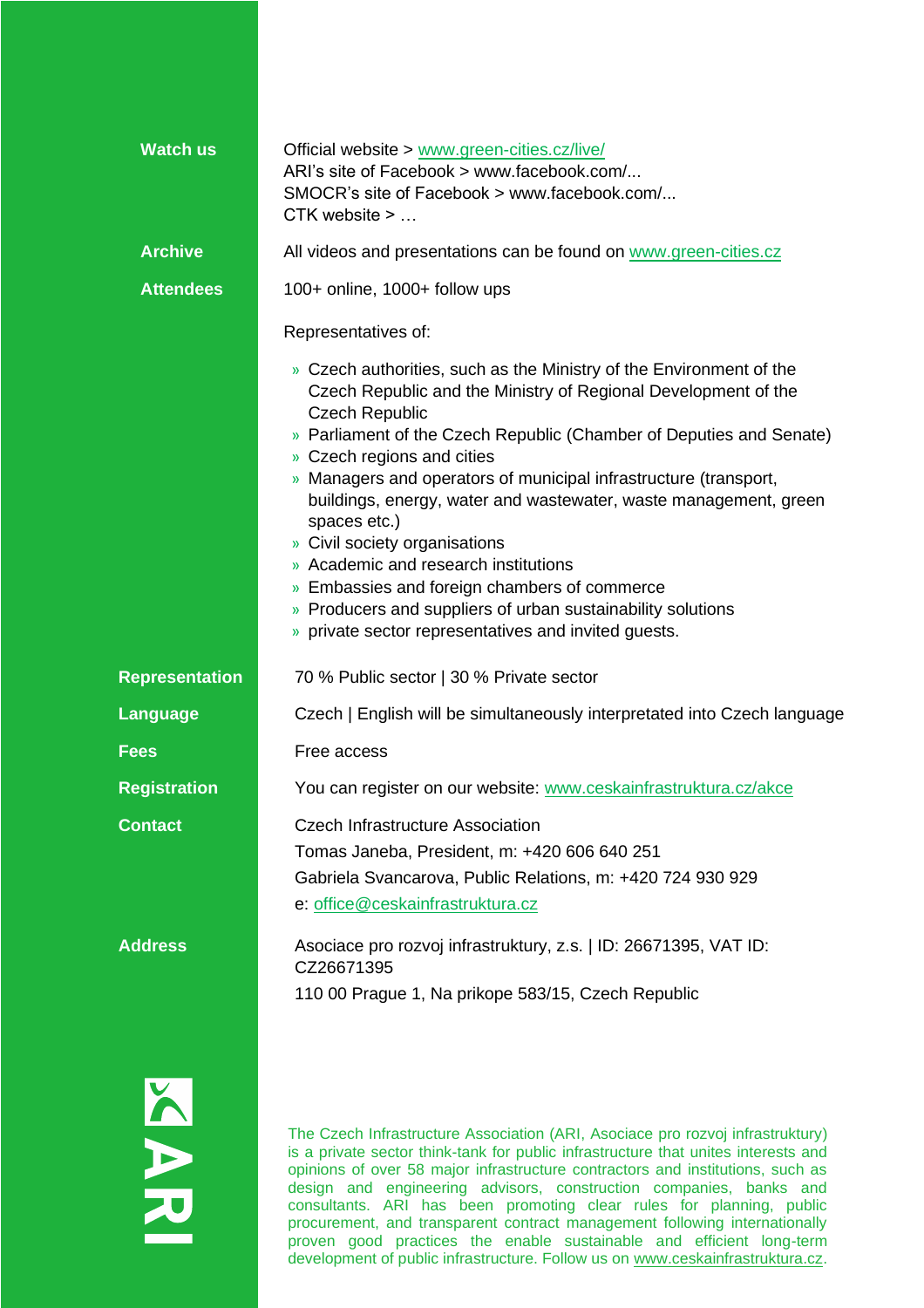**Watch us**

Official website > www.green-cities.cz/live/
ARI's site of Facebook > www.facebook.com/...
SMOCR's site of Facebook > www.facebook.com/...
CTK website > …

**Archive**

All videos and presentations can be found on www.green-cities.cz

**Attendees**

100+ online, 1000+ follow ups

Representatives of:

- Czech authorities, such as the Ministry of the Environment of the Czech Republic and the Ministry of Regional Development of the Czech Republic
- Parliament of the Czech Republic (Chamber of Deputies and Senate)
- Czech regions and cities
- Managers and operators of municipal infrastructure (transport, buildings, energy, water and wastewater, waste management, green spaces etc.)
- Civil society organisations
- Academic and research institutions
- Embassies and foreign chambers of commerce
- Producers and suppliers of urban sustainability solutions
- private sector representatives and invited guests.

**Representation**

70 % Public sector | 30 % Private sector

**Language**

Czech | English will be simultaneously interpretated into Czech language

**Fees**

Free access

**Registration**

You can register on our website: www.ceskainfrastruktura.cz/akce

**Contact**

Czech Infrastructure Association

Tomas Janeba, President, m: +420 606 640 251

Gabriela Svancarova, Public Relations, m: +420 724 930 929

e: office@ceskainfrastruktura.cz

**Address**

Asociace pro rozvoj infrastruktury, z.s. | ID: 26671395, VAT ID: CZ26671395

110 00 Prague 1, Na prikope 583/15, Czech Republic

ARI

The Czech Infrastructure Association (ARI, Asociace pro rozvoj infrastruktury) is a private sector think-tank for public infrastructure that unites interests and opinions of over 58 major infrastructure contractors and institutions, such as design and engineering advisors, construction companies, banks and consultants. ARI has been promoting clear rules for planning, public procurement, and transparent contract management following internationally proven good practices the enable sustainable and efficient long-term development of public infrastructure. Follow us on www.ceskainfrastruktura.cz.